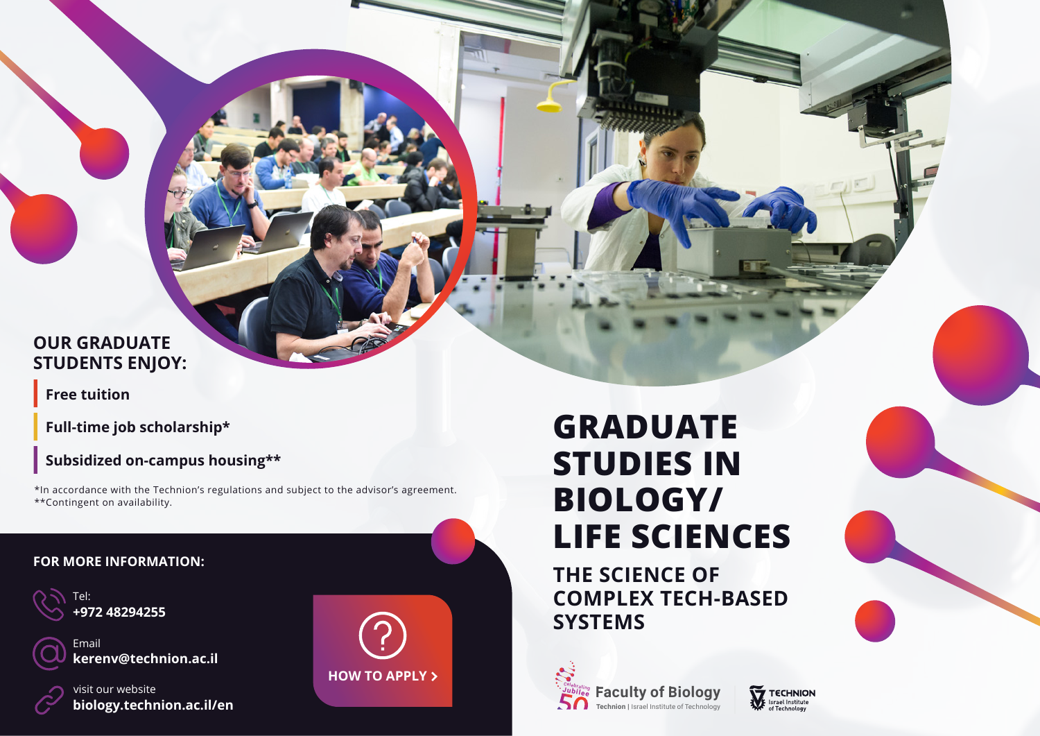# GRADUATE STUDIES IN BIOLOGY/ LIFE SCIENCES

## THE SCIENCE OF COMPLEX TECH-BASED SYSTEMS

### OUR GRADUATE STUDENTS ENJOY:

- **Free tuition**
- **Full-time job scholarship***
- **Subsidized on-campus housing****

*In accordance with the Technion's regulations and subject to the advisor's agreement.
**Contingent on availability.

### FOR MORE INFORMATION:

Tel:
**+972 48294255**

Email
**kerenv@technion.ac.il**

visit our website
**biology.technion.ac.il/en**

**HOW TO APPLY >**

Celebrating Jubilee 50 **Faculty of Biology**
**Technion** | Israel Institute of Technology

TECHNION Israel Institute of Technology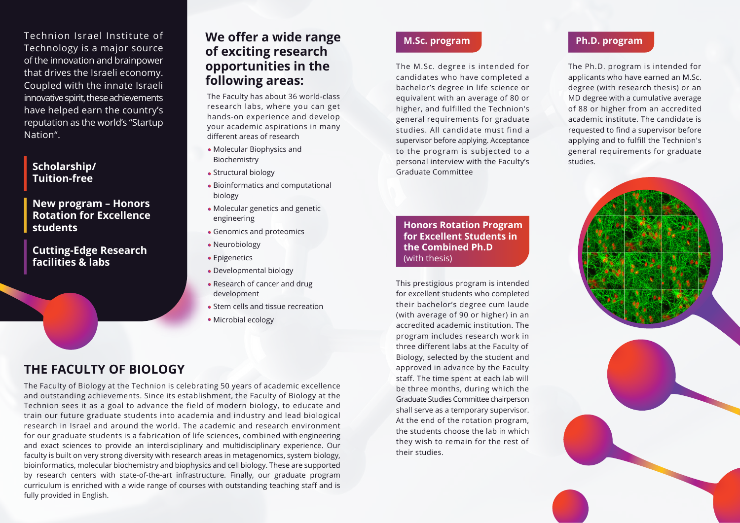Technion Israel Institute of Technology is a major source of the innovation and brainpower that drives the Israeli economy. Coupled with the innate Israeli innovative spirit, these achievements have helped earn the country's reputation as the world's "Startup Nation".

**Scholarship/ Tuition-free**

**New program – Honors Rotation for Excellence students**

**Cutting-Edge Research facilities & labs**

## We offer a wide range of exciting research opportunities in the following areas:

The Faculty has about 36 world-class research labs, where you can get hands-on experience and develop your academic aspirations in many different areas of research

- Molecular Biophysics and Biochemistry
- Structural biology
- Bioinformatics and computational biology
- Molecular genetics and genetic engineering
- Genomics and proteomics
- Neurobiology
- Epigenetics
- Developmental biology
- Research of cancer and drug development
- Stem cells and tissue recreation
- Microbial ecology

## THE FACULTY OF BIOLOGY

The Faculty of Biology at the Technion is celebrating 50 years of academic excellence and outstanding achievements. Since its establishment, the Faculty of Biology at the Technion sees it as a goal to advance the field of modern biology, to educate and train our future graduate students into academia and industry and lead biological research in Israel and around the world. The academic and research environment for our graduate students is a fabrication of life sciences, combined with engineering and exact sciences to provide an interdisciplinary and multidisciplinary experience. Our faculty is built on very strong diversity with research areas in metagenomics, system biology, bioinformatics, molecular biochemistry and biophysics and cell biology. These are supported by research centers with state-of-the-art infrastructure. Finally, our graduate program curriculum is enriched with a wide range of courses with outstanding teaching staff and is fully provided in English.

### M.Sc. program

The M.Sc. degree is intended for candidates who have completed a bachelor's degree in life science or equivalent with an average of 80 or higher, and fulfilled the Technion's general requirements for graduate studies. All candidate must find a supervisor before applying. Acceptance to the program is subjected to a personal interview with the Faculty's Graduate Committee

### Honors Rotation Program for Excellent Students in the Combined Ph.D (with thesis)

This prestigious program is intended for excellent students who completed their bachelor's degree cum laude (with average of 90 or higher) in an accredited academic institution. The program includes research work in three different labs at the Faculty of Biology, selected by the student and approved in advance by the Faculty staff. The time spent at each lab will be three months, during which the Graduate Studies Committee chairperson shall serve as a temporary supervisor. At the end of the rotation program, the students choose the lab in which they wish to remain for the rest of their studies.

### Ph.D. program

The Ph.D. program is intended for applicants who have earned an M.Sc. degree (with research thesis) or an MD degree with a cumulative average of 88 or higher from an accredited academic institute. The candidate is requested to find a supervisor before applying and to fulfill the Technion's general requirements for graduate studies.